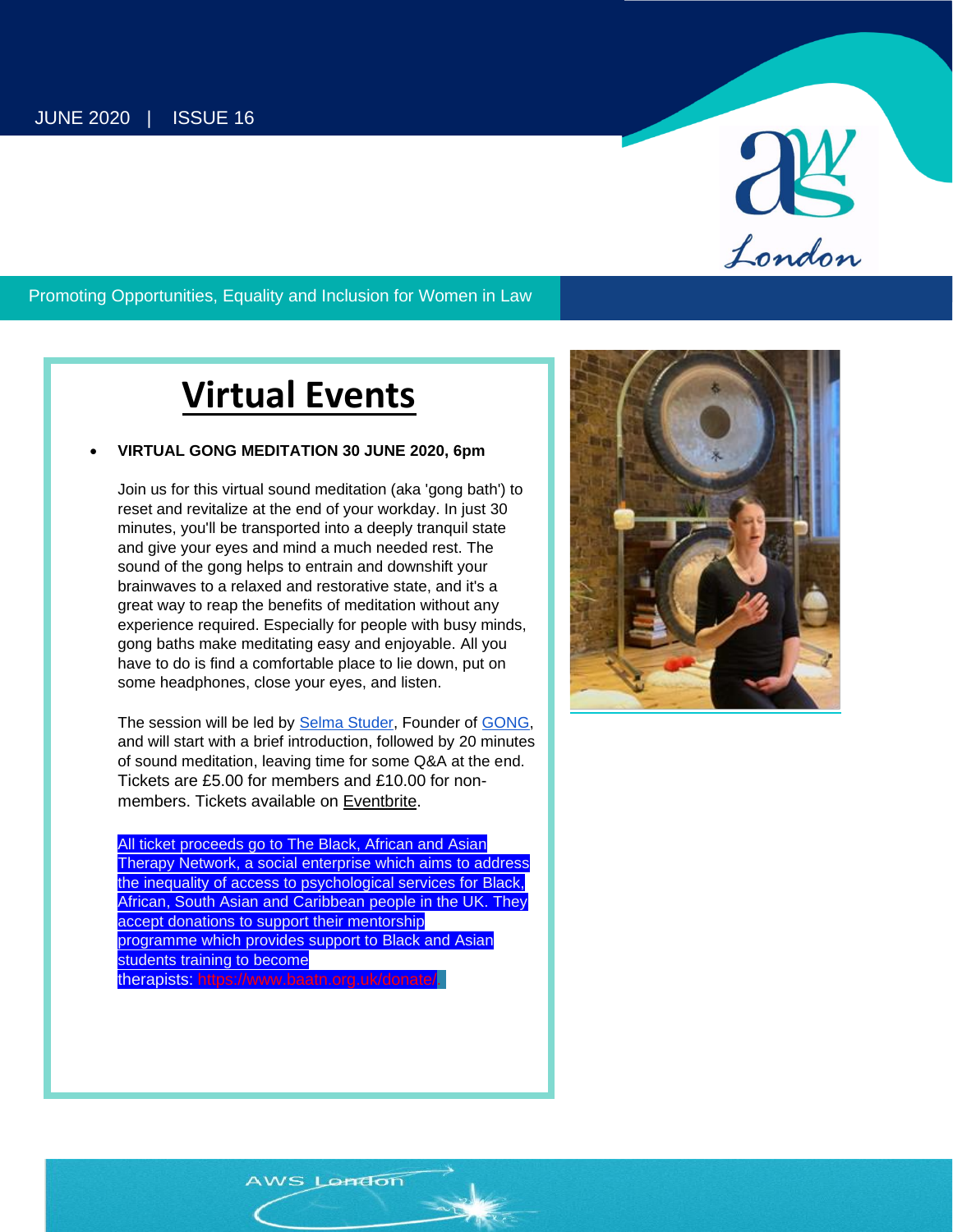JUNE 2020 | ISSUE 16

Promoting Opportunities, Equality and Inclusion for Women in Law

# Virtual Events

- **VIRTUAL GONG MEDITATION 30 JUNE 2020, 6pm**

Join us for this virtual sound meditation (aka 'gong bath') to reset and revitalize at the end of your workday. In just 30 minutes, you'll be transported into a deeply tranquil state and give your eyes and mind a much needed rest. The sound of the gong helps to entrain and downshift your brainwaves to a relaxed and restorative state, and it's a great way to reap the benefits of meditation without any experience required. Especially for people with busy minds, gong baths make meditating easy and enjoyable. All you have to do is find a comfortable place to lie down, put on some headphones, close your eyes, and listen.

The session will be led by Selma Studer, Founder of GONG, and will start with a brief introduction, followed by 20 minutes of sound meditation, leaving time for some Q&A at the end. Tickets are £5.00 for members and £10.00 for non-members. Tickets available on Eventbrite.

All ticket proceeds go to The Black, African and Asian Therapy Network, a social enterprise which aims to address the inequality of access to psychological services for Black, African, South Asian and Caribbean people in the UK. They accept donations to support their mentorship programme which provides support to Black and Asian students training to become therapists: https://www.baatn.org.uk/donate/.

AWS London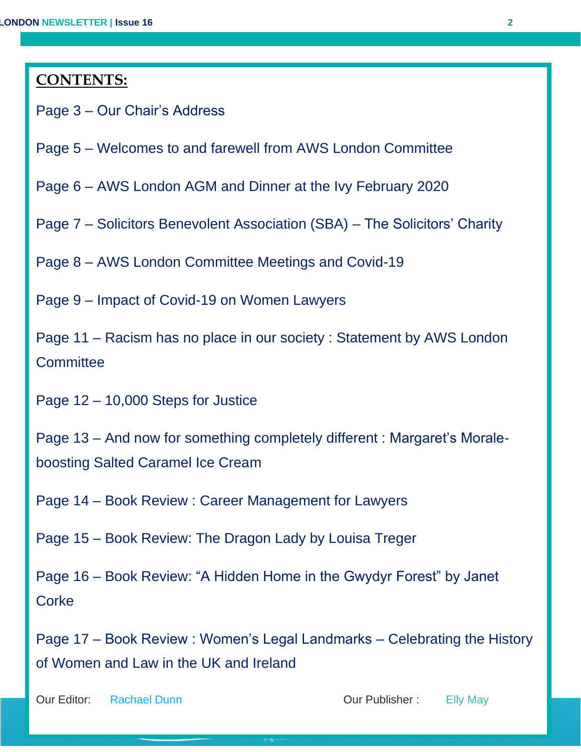## CONTENTS:

Page 3 – Our Chair's Address

Page 5 – Welcomes to and farewell from AWS London Committee

Page 6 – AWS London AGM and Dinner at the Ivy February 2020

Page 7 – Solicitors Benevolent Association (SBA) – The Solicitors' Charity

Page 8 – AWS London Committee Meetings and Covid-19

Page 9 – Impact of Covid-19 on Women Lawyers

Page 11 – Racism has no place in our society : Statement by AWS London Committee

Page 12 – 10,000 Steps for Justice

Page 13 – And now for something completely different : Margaret's Morale-boosting Salted Caramel Ice Cream

Page 14 – Book Review : Career Management for Lawyers

Page 15 – Book Review: The Dragon Lady by Louisa Treger

Page 16 – Book Review: "A Hidden Home in the Gwydyr Forest" by Janet Corke

Page 17 – Book Review : Women's Legal Landmarks – Celebrating the History of Women and Law in the UK and Ireland

Our Editor: Rachael Dunn

Our Publisher : Elly May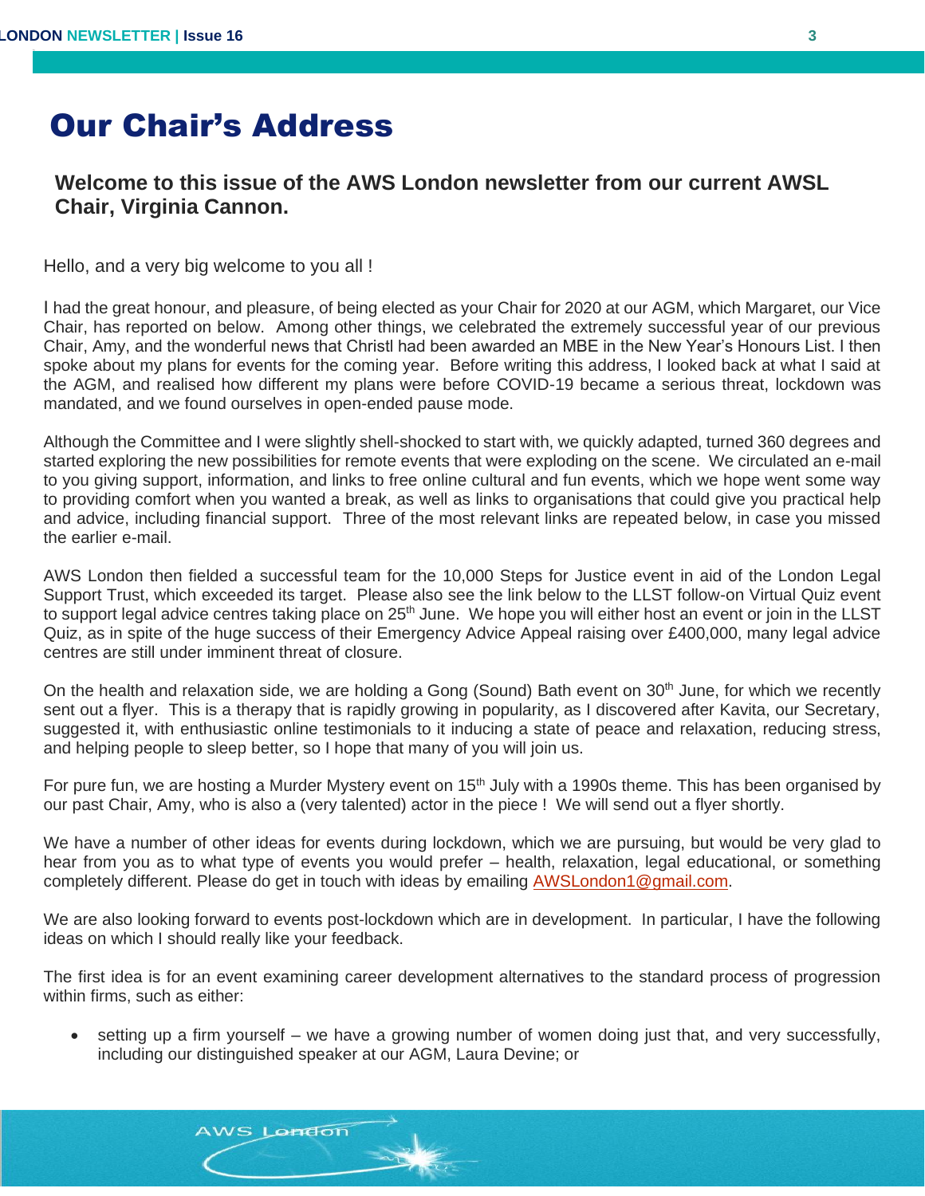# Our Chair's Address

**Welcome to this issue of the AWS London newsletter from our current AWSL Chair, Virginia Cannon.**

Hello, and a very big welcome to you all !

I had the great honour, and pleasure, of being elected as your Chair for 2020 at our AGM, which Margaret, our Vice Chair, has reported on below. Among other things, we celebrated the extremely successful year of our previous Chair, Amy, and the wonderful news that Christl had been awarded an MBE in the New Year's Honours List. I then spoke about my plans for events for the coming year. Before writing this address, I looked back at what I said at the AGM, and realised how different my plans were before COVID-19 became a serious threat, lockdown was mandated, and we found ourselves in open-ended pause mode.

Although the Committee and I were slightly shell-shocked to start with, we quickly adapted, turned 360 degrees and started exploring the new possibilities for remote events that were exploding on the scene. We circulated an e-mail to you giving support, information, and links to free online cultural and fun events, which we hope went some way to providing comfort when you wanted a break, as well as links to organisations that could give you practical help and advice, including financial support. Three of the most relevant links are repeated below, in case you missed the earlier e-mail.

AWS London then fielded a successful team for the 10,000 Steps for Justice event in aid of the London Legal Support Trust, which exceeded its target. Please also see the link below to the LLST follow-on Virtual Quiz event to support legal advice centres taking place on 25th June. We hope you will either host an event or join in the LLST Quiz, as in spite of the huge success of their Emergency Advice Appeal raising over £400,000, many legal advice centres are still under imminent threat of closure.

On the health and relaxation side, we are holding a Gong (Sound) Bath event on 30th June, for which we recently sent out a flyer. This is a therapy that is rapidly growing in popularity, as I discovered after Kavita, our Secretary, suggested it, with enthusiastic online testimonials to it inducing a state of peace and relaxation, reducing stress, and helping people to sleep better, so I hope that many of you will join us.

For pure fun, we are hosting a Murder Mystery event on 15th July with a 1990s theme. This has been organised by our past Chair, Amy, who is also a (very talented) actor in the piece ! We will send out a flyer shortly.

We have a number of other ideas for events during lockdown, which we are pursuing, but would be very glad to hear from you as to what type of events you would prefer – health, relaxation, legal educational, or something completely different. Please do get in touch with ideas by emailing AWSLondon1@gmail.com.

We are also looking forward to events post-lockdown which are in development. In particular, I have the following ideas on which I should really like your feedback.

The first idea is for an event examining career development alternatives to the standard process of progression within firms, such as either:

- setting up a firm yourself – we have a growing number of women doing just that, and very successfully, including our distinguished speaker at our AGM, Laura Devine; or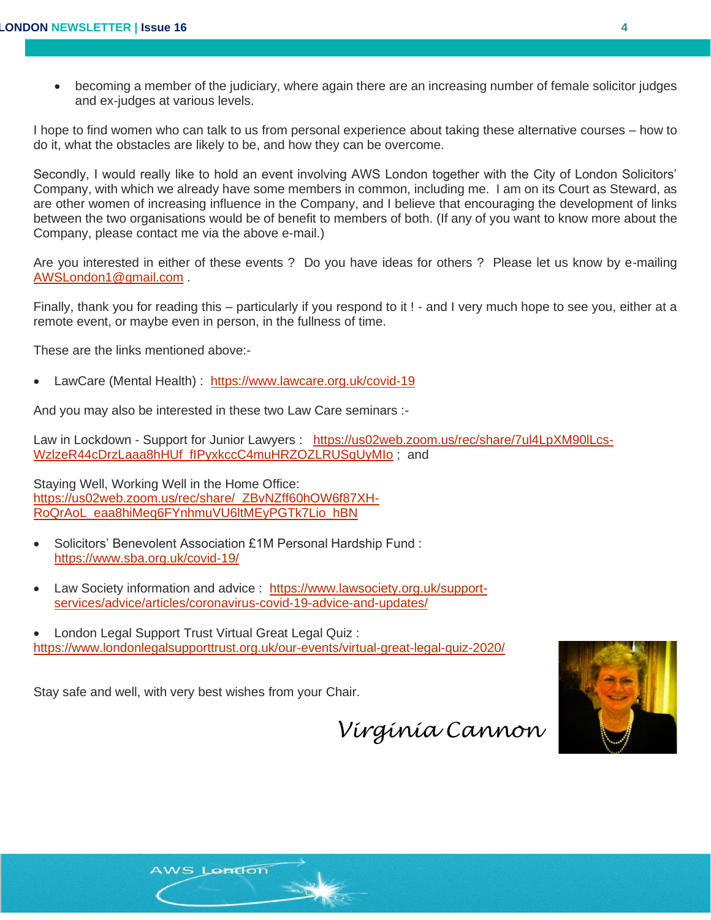- becoming a member of the judiciary, where again there are an increasing number of female solicitor judges and ex-judges at various levels.

I hope to find women who can talk to us from personal experience about taking these alternative courses – how to do it, what the obstacles are likely to be, and how they can be overcome.

Secondly, I would really like to hold an event involving AWS London together with the City of London Solicitors' Company, with which we already have some members in common, including me. I am on its Court as Steward, as are other women of increasing influence in the Company, and I believe that encouraging the development of links between the two organisations would be of benefit to members of both. (If any of you want to know more about the Company, please contact me via the above e-mail.)

Are you interested in either of these events ? Do you have ideas for others ? Please let us know by e-mailing AWSLondon1@gmail.com .

Finally, thank you for reading this – particularly if you respond to it ! - and I very much hope to see you, either at a remote event, or maybe even in person, in the fullness of time.

These are the links mentioned above:-

- LawCare (Mental Health) : https://www.lawcare.org.uk/covid-19

And you may also be interested in these two Law Care seminars :-

Law in Lockdown - Support for Junior Lawyers : https://us02web.zoom.us/rec/share/7ul4LpXM90lLcs-WzlzeR44cDrzLaaa8hHUf_fIPyxkccC4muHRZOZLRUSqUyMIo ; and

Staying Well, Working Well in the Home Office: https://us02web.zoom.us/rec/share/_ZBvNZff60hOW6f87XH-RoQrAoL_eaa8hiMeq6FYnhmuVU6ltMEyPGTk7Lio_hBN

- Solicitors' Benevolent Association £1M Personal Hardship Fund : https://www.sba.org.uk/covid-19/

- Law Society information and advice : https://www.lawsociety.org.uk/support-services/advice/articles/coronavirus-covid-19-advice-and-updates/

- London Legal Support Trust Virtual Great Legal Quiz : https://www.londonlegalsupporttrust.org.uk/our-events/virtual-great-legal-quiz-2020/

Stay safe and well, with very best wishes from your Chair.

*Virginia Cannon*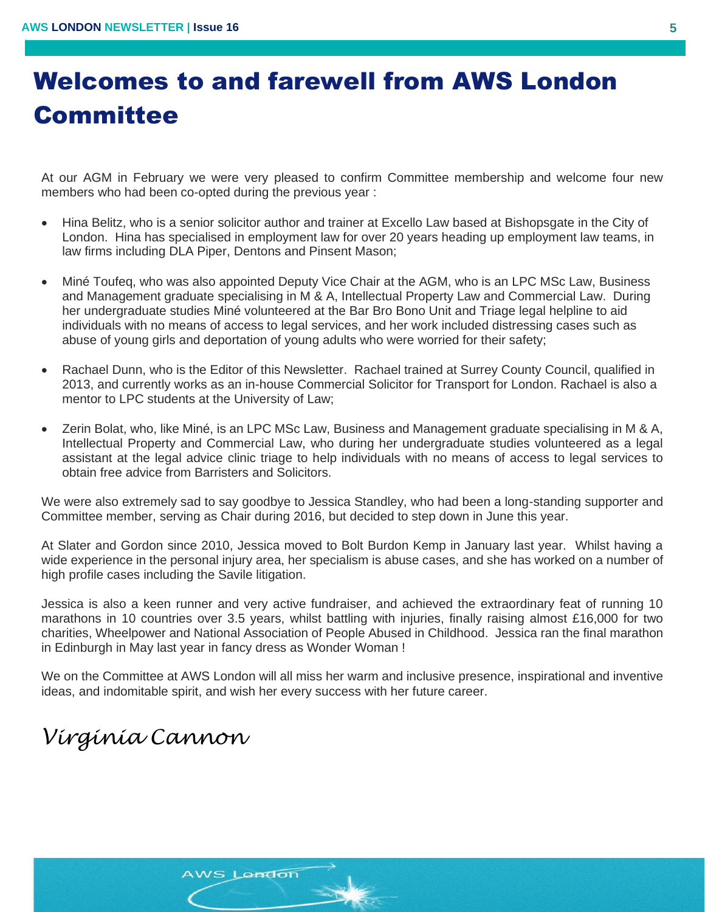# Welcomes to and farewell from AWS London Committee

At our AGM in February we were very pleased to confirm Committee membership and welcome four new members who had been co-opted during the previous year :

- Hina Belitz, who is a senior solicitor author and trainer at Excello Law based at Bishopsgate in the City of London. Hina has specialised in employment law for over 20 years heading up employment law teams, in law firms including DLA Piper, Dentons and Pinsent Mason;

- Miné Toufeq, who was also appointed Deputy Vice Chair at the AGM, who is an LPC MSc Law, Business and Management graduate specialising in M & A, Intellectual Property Law and Commercial Law. During her undergraduate studies Miné volunteered at the Bar Bro Bono Unit and Triage legal helpline to aid individuals with no means of access to legal services, and her work included distressing cases such as abuse of young girls and deportation of young adults who were worried for their safety;

- Rachael Dunn, who is the Editor of this Newsletter. Rachael trained at Surrey County Council, qualified in 2013, and currently works as an in-house Commercial Solicitor for Transport for London. Rachael is also a mentor to LPC students at the University of Law;

- Zerin Bolat, who, like Miné, is an LPC MSc Law, Business and Management graduate specialising in M & A, Intellectual Property and Commercial Law, who during her undergraduate studies volunteered as a legal assistant at the legal advice clinic triage to help individuals with no means of access to legal services to obtain free advice from Barristers and Solicitors.

We were also extremely sad to say goodbye to Jessica Standley, who had been a long-standing supporter and Committee member, serving as Chair during 2016, but decided to step down in June this year.

At Slater and Gordon since 2010, Jessica moved to Bolt Burdon Kemp in January last year. Whilst having a wide experience in the personal injury area, her specialism is abuse cases, and she has worked on a number of high profile cases including the Savile litigation.

Jessica is also a keen runner and very active fundraiser, and achieved the extraordinary feat of running 10 marathons in 10 countries over 3.5 years, whilst battling with injuries, finally raising almost £16,000 for two charities, Wheelpower and National Association of People Abused in Childhood. Jessica ran the final marathon in Edinburgh in May last year in fancy dress as Wonder Woman !

We on the Committee at AWS London will all miss her warm and inclusive presence, inspirational and inventive ideas, and indomitable spirit, and wish her every success with her future career.

*Virginia Cannon*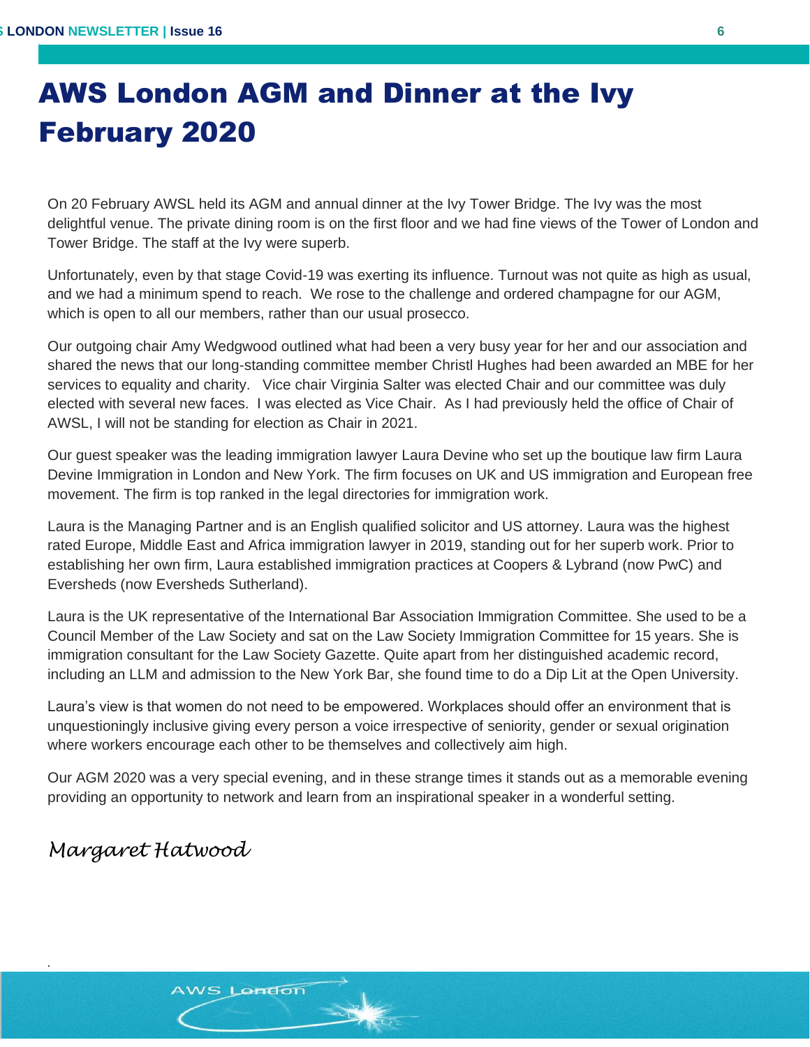# AWS London AGM and Dinner at the Ivy February 2020

On 20 February AWSL held its AGM and annual dinner at the Ivy Tower Bridge. The Ivy was the most delightful venue. The private dining room is on the first floor and we had fine views of the Tower of London and Tower Bridge. The staff at the Ivy were superb.

Unfortunately, even by that stage Covid-19 was exerting its influence. Turnout was not quite as high as usual, and we had a minimum spend to reach. We rose to the challenge and ordered champagne for our AGM, which is open to all our members, rather than our usual prosecco.

Our outgoing chair Amy Wedgwood outlined what had been a very busy year for her and our association and shared the news that our long-standing committee member Christl Hughes had been awarded an MBE for her services to equality and charity. Vice chair Virginia Salter was elected Chair and our committee was duly elected with several new faces. I was elected as Vice Chair. As I had previously held the office of Chair of AWSL, I will not be standing for election as Chair in 2021.

Our guest speaker was the leading immigration lawyer Laura Devine who set up the boutique law firm Laura Devine Immigration in London and New York. The firm focuses on UK and US immigration and European free movement. The firm is top ranked in the legal directories for immigration work.

Laura is the Managing Partner and is an English qualified solicitor and US attorney. Laura was the highest rated Europe, Middle East and Africa immigration lawyer in 2019, standing out for her superb work. Prior to establishing her own firm, Laura established immigration practices at Coopers & Lybrand (now PwC) and Eversheds (now Eversheds Sutherland).

Laura is the UK representative of the International Bar Association Immigration Committee. She used to be a Council Member of the Law Society and sat on the Law Society Immigration Committee for 15 years. She is immigration consultant for the Law Society Gazette. Quite apart from her distinguished academic record, including an LLM and admission to the New York Bar, she found time to do a Dip Lit at the Open University.

Laura's view is that women do not need to be empowered. Workplaces should offer an environment that is unquestioningly inclusive giving every person a voice irrespective of seniority, gender or sexual origination where workers encourage each other to be themselves and collectively aim high.

Our AGM 2020 was a very special evening, and in these strange times it stands out as a memorable evening providing an opportunity to network and learn from an inspirational speaker in a wonderful setting.

*Margaret Hatwood*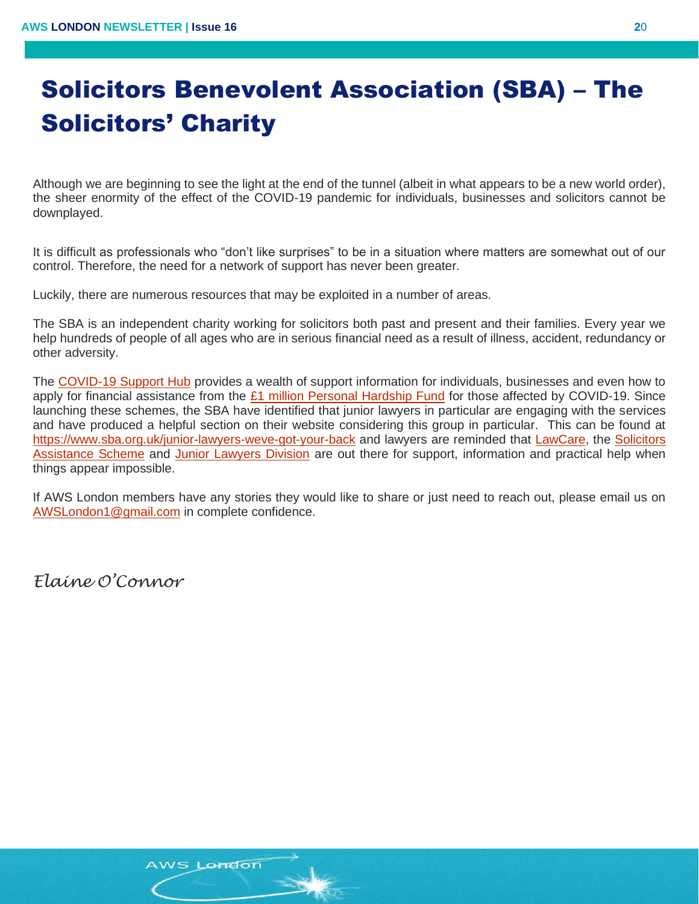# Solicitors Benevolent Association (SBA) – The Solicitors' Charity

Although we are beginning to see the light at the end of the tunnel (albeit in what appears to be a new world order), the sheer enormity of the effect of the COVID-19 pandemic for individuals, businesses and solicitors cannot be downplayed.

It is difficult as professionals who "don't like surprises" to be in a situation where matters are somewhat out of our control. Therefore, the need for a network of support has never been greater.

Luckily, there are numerous resources that may be exploited in a number of areas.

The SBA is an independent charity working for solicitors both past and present and their families. Every year we help hundreds of people of all ages who are in serious financial need as a result of illness, accident, redundancy or other adversity.

The COVID-19 Support Hub provides a wealth of support information for individuals, businesses and even how to apply for financial assistance from the £1 million Personal Hardship Fund for those affected by COVID-19. Since launching these schemes, the SBA have identified that junior lawyers in particular are engaging with the services and have produced a helpful section on their website considering this group in particular. This can be found at https://www.sba.org.uk/junior-lawyers-weve-got-your-back and lawyers are reminded that LawCare, the Solicitors Assistance Scheme and Junior Lawyers Division are out there for support, information and practical help when things appear impossible.

If AWS London members have any stories they would like to share or just need to reach out, please email us on AWSLondon1@gmail.com in complete confidence.

*Elaine O'Connor*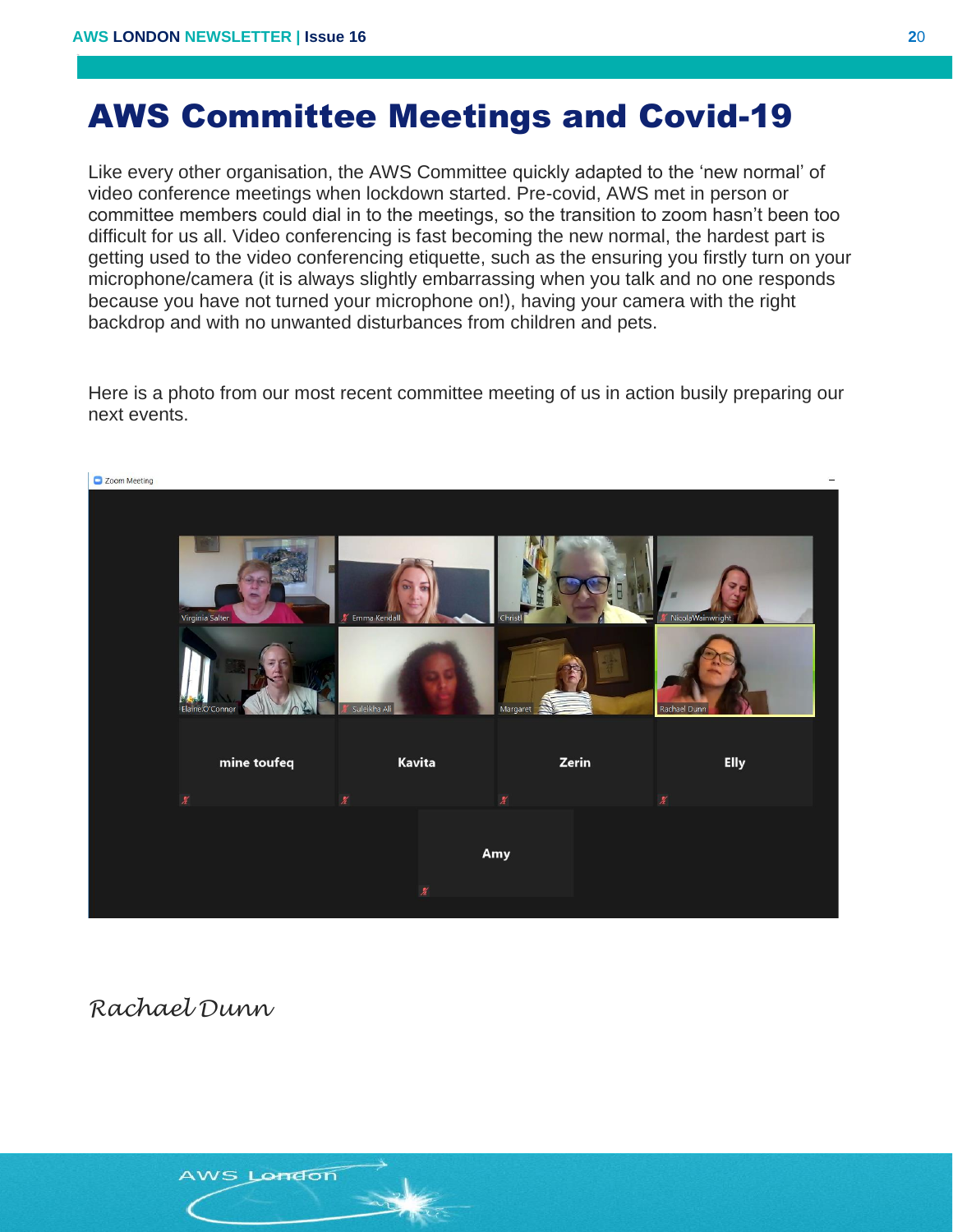# AWS Committee Meetings and Covid-19

Like every other organisation, the AWS Committee quickly adapted to the 'new normal' of video conference meetings when lockdown started. Pre-covid, AWS met in person or committee members could dial in to the meetings, so the transition to zoom hasn't been too difficult for us all. Video conferencing is fast becoming the new normal, the hardest part is getting used to the video conferencing etiquette, such as the ensuring you firstly turn on your microphone/camera (it is always slightly embarrassing when you talk and no one responds because you have not turned your microphone on!), having your camera with the right backdrop and with no unwanted disturbances from children and pets.

Here is a photo from our most recent committee meeting of us in action busily preparing our next events.

*Rachael Dunn*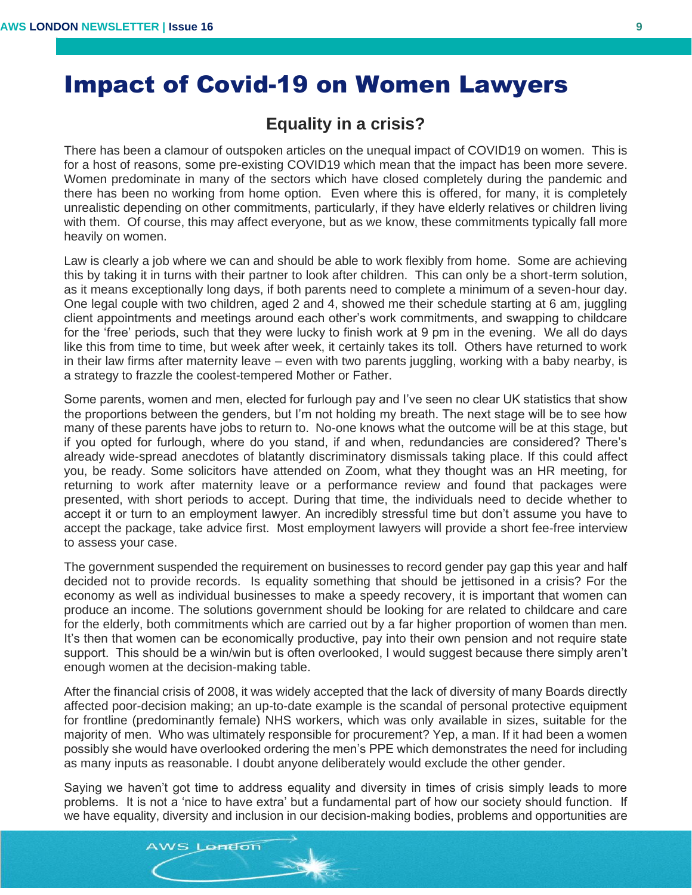# Impact of Covid-19 on Women Lawyers

## Equality in a crisis?

There has been a clamour of outspoken articles on the unequal impact of COVID19 on women. This is for a host of reasons, some pre-existing COVID19 which mean that the impact has been more severe. Women predominate in many of the sectors which have closed completely during the pandemic and there has been no working from home option. Even where this is offered, for many, it is completely unrealistic depending on other commitments, particularly, if they have elderly relatives or children living with them. Of course, this may affect everyone, but as we know, these commitments typically fall more heavily on women.

Law is clearly a job where we can and should be able to work flexibly from home. Some are achieving this by taking it in turns with their partner to look after children. This can only be a short-term solution, as it means exceptionally long days, if both parents need to complete a minimum of a seven-hour day. One legal couple with two children, aged 2 and 4, showed me their schedule starting at 6 am, juggling client appointments and meetings around each other's work commitments, and swapping to childcare for the 'free' periods, such that they were lucky to finish work at 9 pm in the evening. We all do days like this from time to time, but week after week, it certainly takes its toll. Others have returned to work in their law firms after maternity leave – even with two parents juggling, working with a baby nearby, is a strategy to frazzle the coolest-tempered Mother or Father.

Some parents, women and men, elected for furlough pay and I've seen no clear UK statistics that show the proportions between the genders, but I'm not holding my breath. The next stage will be to see how many of these parents have jobs to return to. No-one knows what the outcome will be at this stage, but if you opted for furlough, where do you stand, if and when, redundancies are considered? There's already wide-spread anecdotes of blatantly discriminatory dismissals taking place. If this could affect you, be ready. Some solicitors have attended on Zoom, what they thought was an HR meeting, for returning to work after maternity leave or a performance review and found that packages were presented, with short periods to accept. During that time, the individuals need to decide whether to accept it or turn to an employment lawyer. An incredibly stressful time but don't assume you have to accept the package, take advice first. Most employment lawyers will provide a short fee-free interview to assess your case.

The government suspended the requirement on businesses to record gender pay gap this year and half decided not to provide records. Is equality something that should be jettisoned in a crisis? For the economy as well as individual businesses to make a speedy recovery, it is important that women can produce an income. The solutions government should be looking for are related to childcare and care for the elderly, both commitments which are carried out by a far higher proportion of women than men. It's then that women can be economically productive, pay into their own pension and not require state support. This should be a win/win but is often overlooked, I would suggest because there simply aren't enough women at the decision-making table.

After the financial crisis of 2008, it was widely accepted that the lack of diversity of many Boards directly affected poor-decision making; an up-to-date example is the scandal of personal protective equipment for frontline (predominantly female) NHS workers, which was only available in sizes, suitable for the majority of men. Who was ultimately responsible for procurement? Yep, a man. If it had been a women possibly she would have overlooked ordering the men's PPE which demonstrates the need for including as many inputs as reasonable. I doubt anyone deliberately would exclude the other gender.

Saying we haven't got time to address equality and diversity in times of crisis simply leads to more problems. It is not a 'nice to have extra' but a fundamental part of how our society should function. If we have equality, diversity and inclusion in our decision-making bodies, problems and opportunities are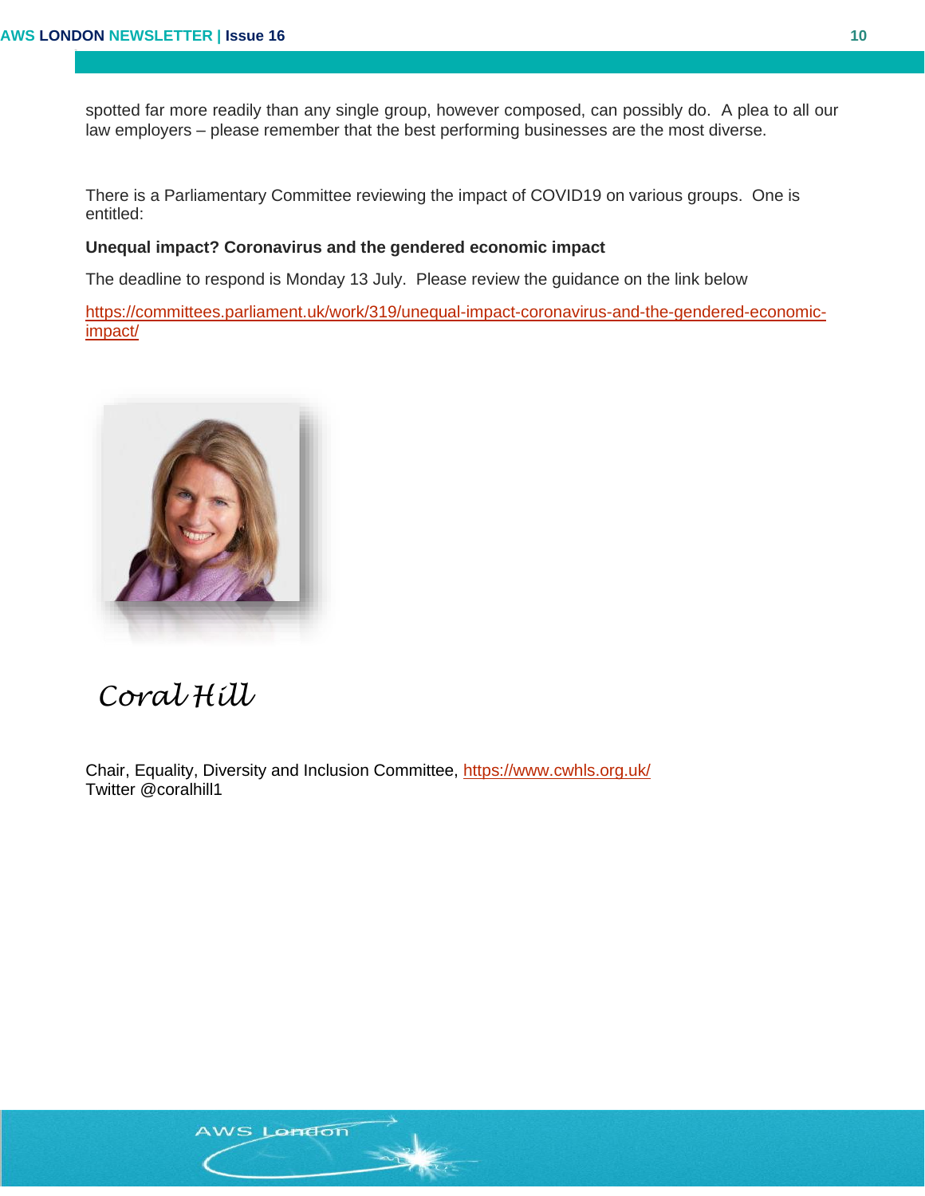spotted far more readily than any single group, however composed, can possibly do. A plea to all our law employers – please remember that the best performing businesses are the most diverse.

There is a Parliamentary Committee reviewing the impact of COVID19 on various groups. One is entitled:

**Unequal impact? Coronavirus and the gendered economic impact**

The deadline to respond is Monday 13 July. Please review the guidance on the link below

https://committees.parliament.uk/work/319/unequal-impact-coronavirus-and-the-gendered-economic-impact/

*Coral Hill*

Chair, Equality, Diversity and Inclusion Committee, https://www.cwhls.org.uk/
Twitter @coralhill1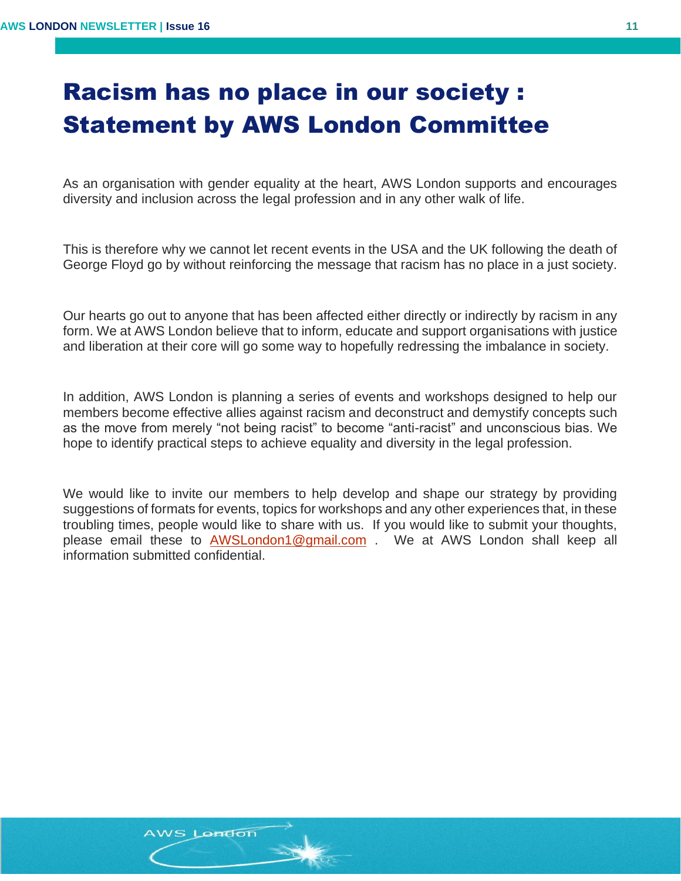# Racism has no place in our society : Statement by AWS London Committee

As an organisation with gender equality at the heart, AWS London supports and encourages diversity and inclusion across the legal profession and in any other walk of life.

This is therefore why we cannot let recent events in the USA and the UK following the death of George Floyd go by without reinforcing the message that racism has no place in a just society.

Our hearts go out to anyone that has been affected either directly or indirectly by racism in any form. We at AWS London believe that to inform, educate and support organisations with justice and liberation at their core will go some way to hopefully redressing the imbalance in society.

In addition, AWS London is planning a series of events and workshops designed to help our members become effective allies against racism and deconstruct and demystify concepts such as the move from merely "not being racist" to become "anti-racist" and unconscious bias. We hope to identify practical steps to achieve equality and diversity in the legal profession.

We would like to invite our members to help develop and shape our strategy by providing suggestions of formats for events, topics for workshops and any other experiences that, in these troubling times, people would like to share with us. If you would like to submit your thoughts, please email these to AWSLondon1@gmail.com . We at AWS London shall keep all information submitted confidential.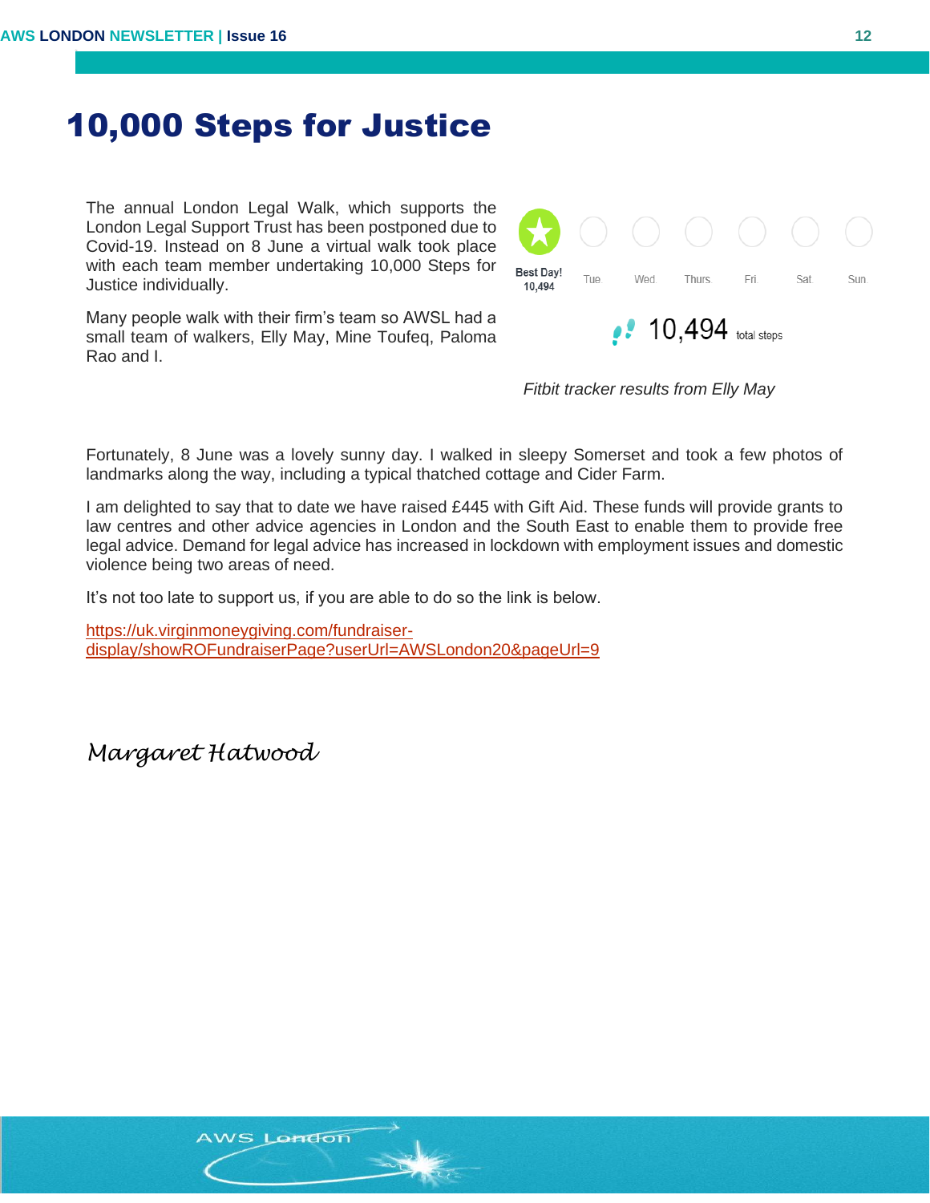# 10,000 Steps for Justice

The annual London Legal Walk, which supports the London Legal Support Trust has been postponed due to Covid-19. Instead on 8 June a virtual walk took place with each team member undertaking 10,000 Steps for Justice individually.

Many people walk with their firm's team so AWSL had a small team of walkers, Elly May, Mine Toufeq, Paloma Rao and I.

*Fitbit tracker results from Elly May*

Fortunately, 8 June was a lovely sunny day. I walked in sleepy Somerset and took a few photos of landmarks along the way, including a typical thatched cottage and Cider Farm.

I am delighted to say that to date we have raised £445 with Gift Aid. These funds will provide grants to law centres and other advice agencies in London and the South East to enable them to provide free legal advice. Demand for legal advice has increased in lockdown with employment issues and domestic violence being two areas of need.

It's not too late to support us, if you are able to do so the link is below.

https://uk.virginmoneygiving.com/fundraiser-display/showROFundraiserPage?userUrl=AWSLondon20&pageUrl=9

*Margaret Hatwood*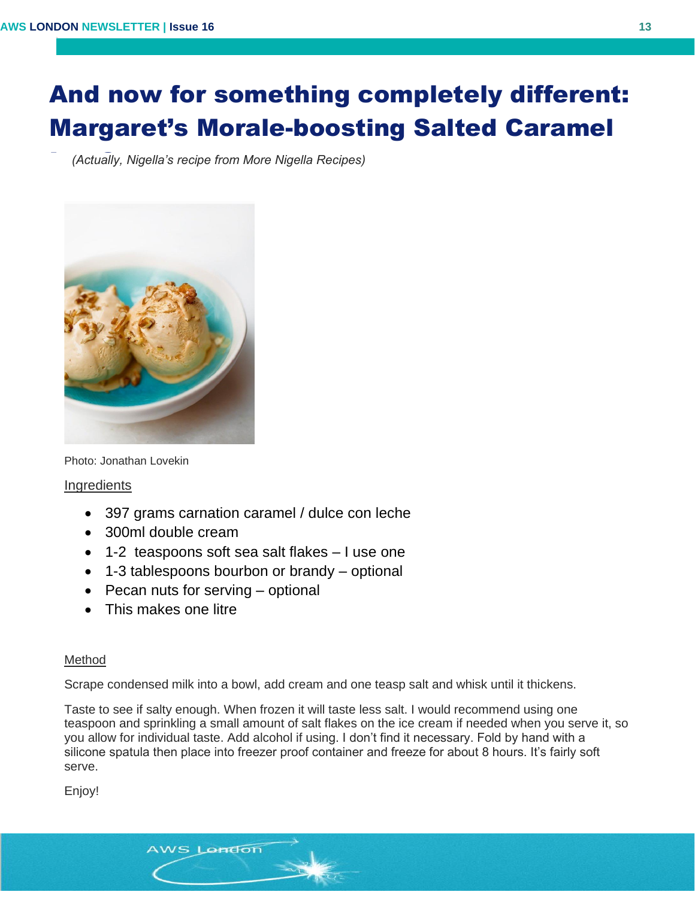# And now for something completely different: Margaret's Morale-boosting Salted Caramel

*(Actually, Nigella's recipe from More Nigella Recipes)*

Photo: Jonathan Lovekin

Ingredients

- 397 grams carnation caramel / dulce con leche
- 300ml double cream
- 1-2 teaspoons soft sea salt flakes – I use one
- 1-3 tablespoons bourbon or brandy – optional
- Pecan nuts for serving – optional
- This makes one litre

Method

Scrape condensed milk into a bowl, add cream and one teasp salt and whisk until it thickens.

Taste to see if salty enough. When frozen it will taste less salt. I would recommend using one teaspoon and sprinkling a small amount of salt flakes on the ice cream if needed when you serve it, so you allow for individual taste. Add alcohol if using. I don't find it necessary. Fold by hand with a silicone spatula then place into freezer proof container and freeze for about 8 hours. It's fairly soft serve.

Enjoy!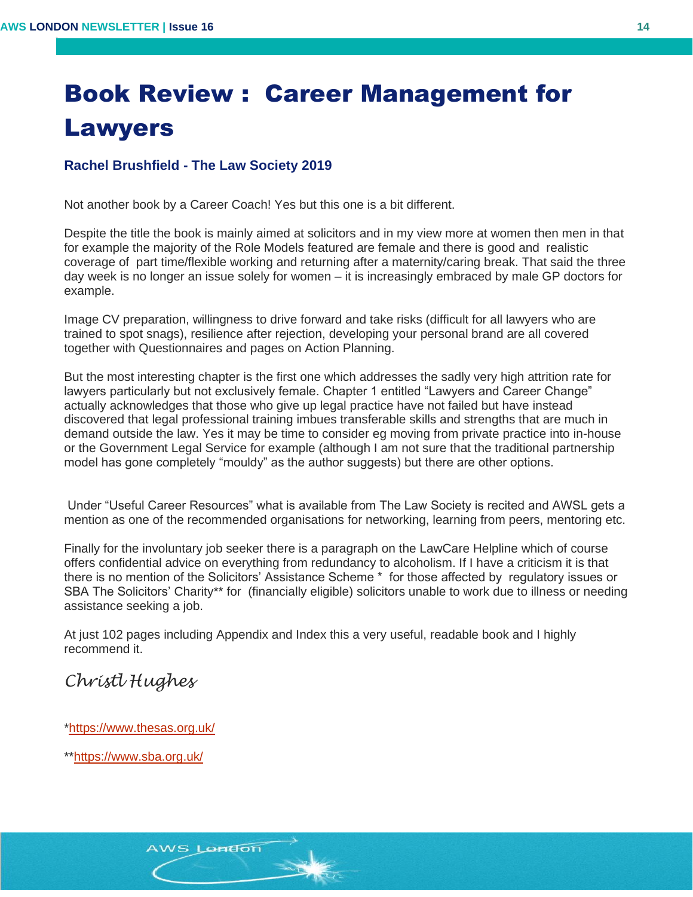# Book Review : Career Management for Lawyers

### Rachel Brushfield - The Law Society 2019

Not another book by a Career Coach! Yes but this one is a bit different.

Despite the title the book is mainly aimed at solicitors and in my view more at women then men in that for example the majority of the Role Models featured are female and there is good and realistic coverage of part time/flexible working and returning after a maternity/caring break. That said the three day week is no longer an issue solely for women – it is increasingly embraced by male GP doctors for example.

Image CV preparation, willingness to drive forward and take risks (difficult for all lawyers who are trained to spot snags), resilience after rejection, developing your personal brand are all covered together with Questionnaires and pages on Action Planning.

But the most interesting chapter is the first one which addresses the sadly very high attrition rate for lawyers particularly but not exclusively female. Chapter 1 entitled "Lawyers and Career Change" actually acknowledges that those who give up legal practice have not failed but have instead discovered that legal professional training imbues transferable skills and strengths that are much in demand outside the law. Yes it may be time to consider eg moving from private practice into in-house or the Government Legal Service for example (although I am not sure that the traditional partnership model has gone completely "mouldy" as the author suggests) but there are other options.

Under "Useful Career Resources" what is available from The Law Society is recited and AWSL gets a mention as one of the recommended organisations for networking, learning from peers, mentoring etc.

Finally for the involuntary job seeker there is a paragraph on the LawCare Helpline which of course offers confidential advice on everything from redundancy to alcoholism. If I have a criticism it is that there is no mention of the Solicitors' Assistance Scheme * for those affected by regulatory issues or SBA The Solicitors' Charity** for (financially eligible) solicitors unable to work due to illness or needing assistance seeking a job.

At just 102 pages including Appendix and Index this a very useful, readable book and I highly recommend it.

*Christl Hughes*

*https://www.thesas.org.uk/

**https://www.sba.org.uk/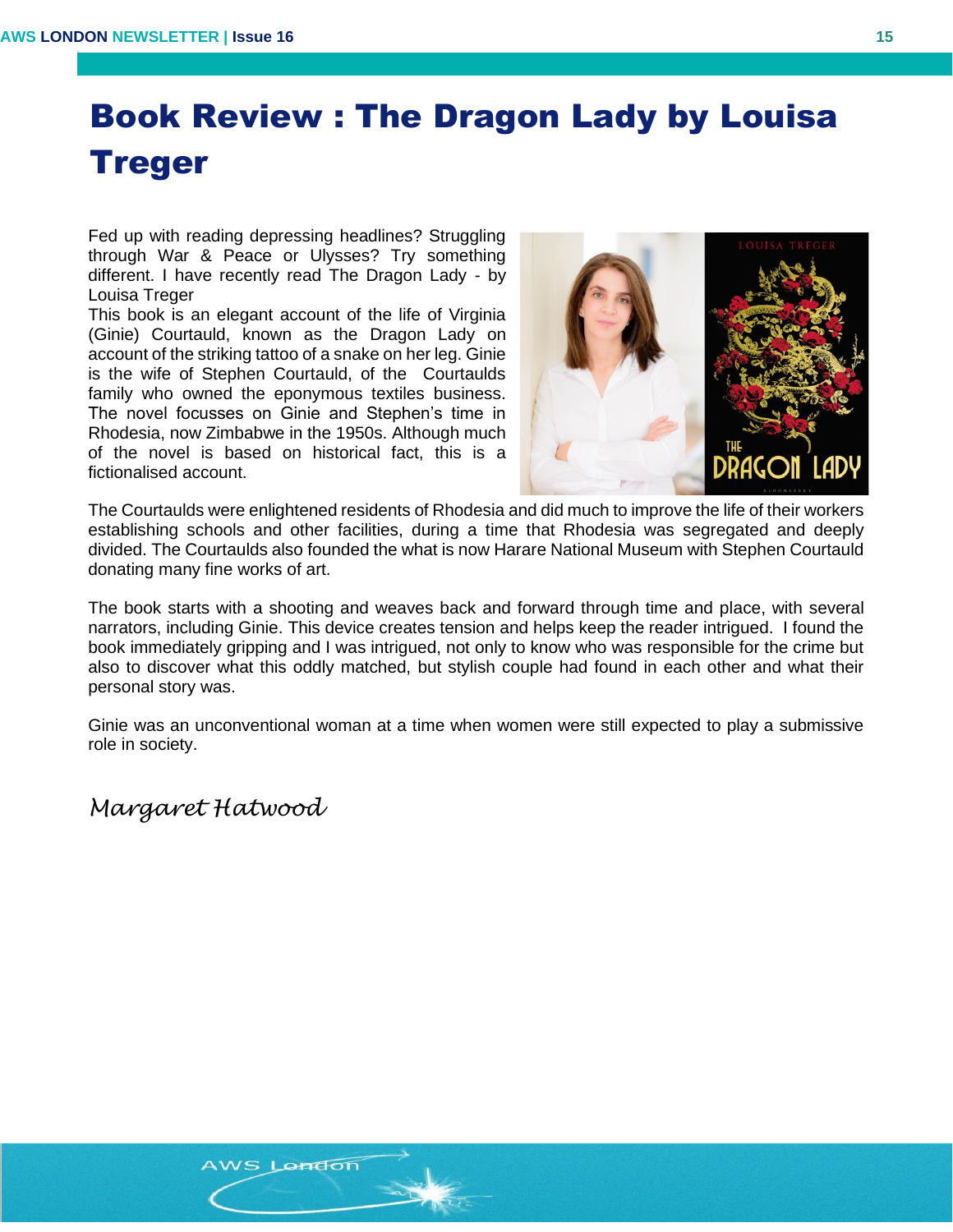# Book Review : The Dragon Lady by Louisa Treger

Fed up with reading depressing headlines? Struggling through War & Peace or Ulysses? Try something different. I have recently read The Dragon Lady - by Louisa Treger

This book is an elegant account of the life of Virginia (Ginie) Courtauld, known as the Dragon Lady on account of the striking tattoo of a snake on her leg. Ginie is the wife of Stephen Courtauld, of the Courtaulds family who owned the eponymous textiles business. The novel focusses on Ginie and Stephen's time in Rhodesia, now Zimbabwe in the 1950s. Although much of the novel is based on historical fact, this is a fictionalised account.

The Courtaulds were enlightened residents of Rhodesia and did much to improve the life of their workers establishing schools and other facilities, during a time that Rhodesia was segregated and deeply divided. The Courtaulds also founded the what is now Harare National Museum with Stephen Courtauld donating many fine works of art.

The book starts with a shooting and weaves back and forward through time and place, with several narrators, including Ginie. This device creates tension and helps keep the reader intrigued. I found the book immediately gripping and I was intrigued, not only to know who was responsible for the crime but also to discover what this oddly matched, but stylish couple had found in each other and what their personal story was.

Ginie was an unconventional woman at a time when women were still expected to play a submissive role in society.

*Margaret Hatwood*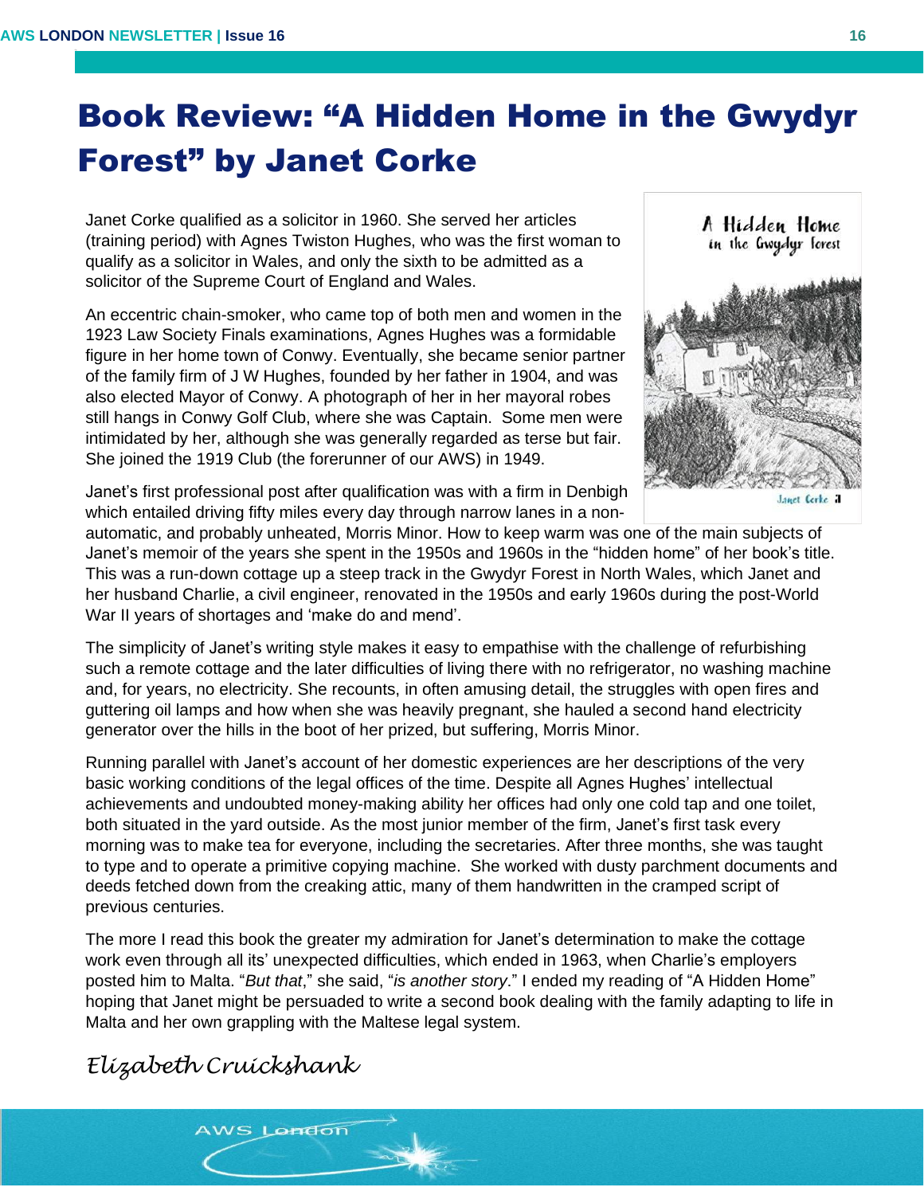# Book Review: "A Hidden Home in the Gwydyr Forest" by Janet Corke

Janet Corke qualified as a solicitor in 1960. She served her articles (training period) with Agnes Twiston Hughes, who was the first woman to qualify as a solicitor in Wales, and only the sixth to be admitted as a solicitor of the Supreme Court of England and Wales.

An eccentric chain-smoker, who came top of both men and women in the 1923 Law Society Finals examinations, Agnes Hughes was a formidable figure in her home town of Conwy. Eventually, she became senior partner of the family firm of J W Hughes, founded by her father in 1904, and was also elected Mayor of Conwy. A photograph of her in her mayoral robes still hangs in Conwy Golf Club, where she was Captain. Some men were intimidated by her, although she was generally regarded as terse but fair. She joined the 1919 Club (the forerunner of our AWS) in 1949.

Janet's first professional post after qualification was with a firm in Denbigh which entailed driving fifty miles every day through narrow lanes in a non-automatic, and probably unheated, Morris Minor. How to keep warm was one of the main subjects of Janet's memoir of the years she spent in the 1950s and 1960s in the "hidden home" of her book's title. This was a run-down cottage up a steep track in the Gwydyr Forest in North Wales, which Janet and her husband Charlie, a civil engineer, renovated in the 1950s and early 1960s during the post-World War II years of shortages and 'make do and mend'.

The simplicity of Janet's writing style makes it easy to empathise with the challenge of refurbishing such a remote cottage and the later difficulties of living there with no refrigerator, no washing machine and, for years, no electricity. She recounts, in often amusing detail, the struggles with open fires and guttering oil lamps and how when she was heavily pregnant, she hauled a second hand electricity generator over the hills in the boot of her prized, but suffering, Morris Minor.

Running parallel with Janet's account of her domestic experiences are her descriptions of the very basic working conditions of the legal offices of the time. Despite all Agnes Hughes' intellectual achievements and undoubted money-making ability her offices had only one cold tap and one toilet, both situated in the yard outside. As the most junior member of the firm, Janet's first task every morning was to make tea for everyone, including the secretaries. After three months, she was taught to type and to operate a primitive copying machine. She worked with dusty parchment documents and deeds fetched down from the creaking attic, many of them handwritten in the cramped script of previous centuries.

The more I read this book the greater my admiration for Janet's determination to make the cottage work even through all its' unexpected difficulties, which ended in 1963, when Charlie's employers posted him to Malta. "*But that*," she said, "*is another story*." I ended my reading of "A Hidden Home" hoping that Janet might be persuaded to write a second book dealing with the family adapting to life in Malta and her own grappling with the Maltese legal system.

*Elizabeth Cruickshank*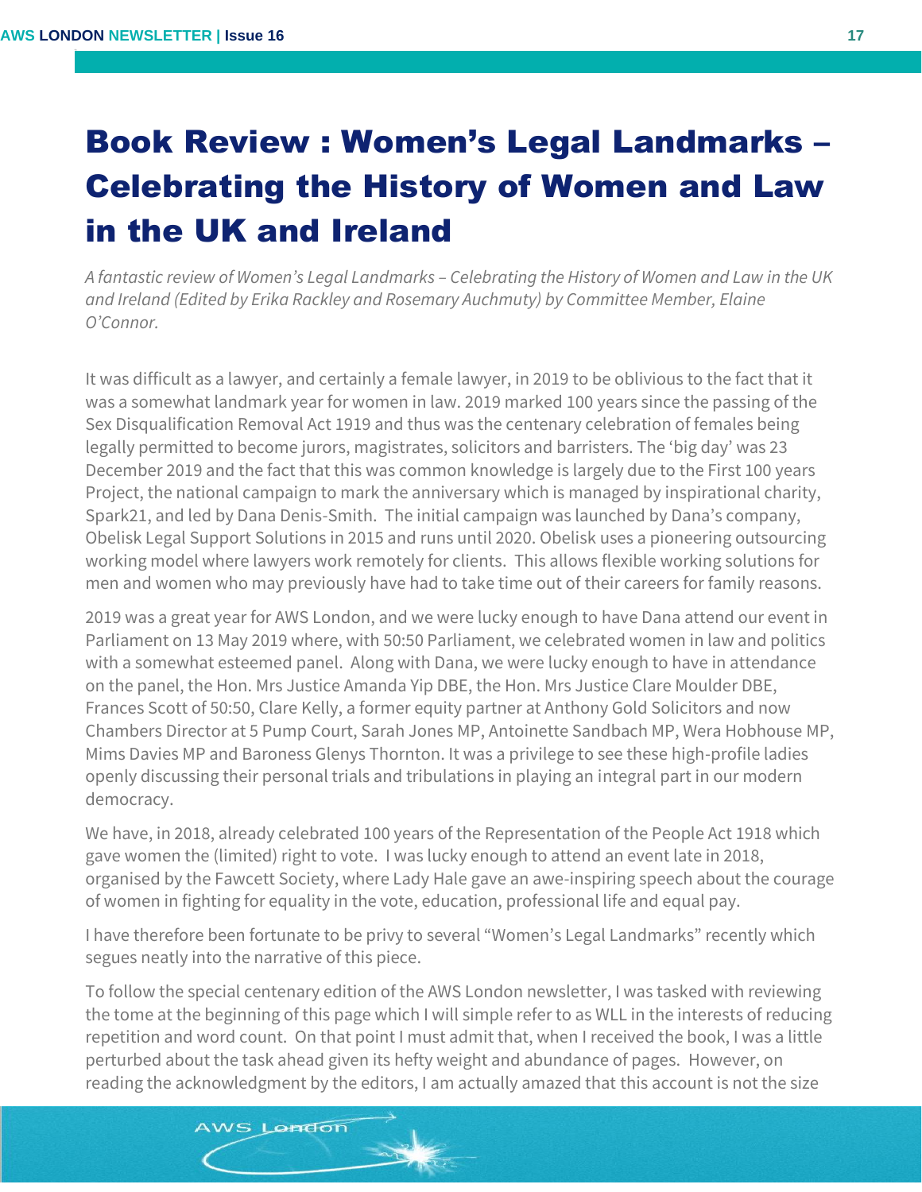# Book Review : Women's Legal Landmarks – Celebrating the History of Women and Law in the UK and Ireland

*A fantastic review of Women's Legal Landmarks – Celebrating the History of Women and Law in the UK and Ireland (Edited by Erika Rackley and Rosemary Auchmuty) by Committee Member, Elaine O'Connor.*

It was difficult as a lawyer, and certainly a female lawyer, in 2019 to be oblivious to the fact that it was a somewhat landmark year for women in law. 2019 marked 100 years since the passing of the Sex Disqualification Removal Act 1919 and thus was the centenary celebration of females being legally permitted to become jurors, magistrates, solicitors and barristers. The 'big day' was 23 December 2019 and the fact that this was common knowledge is largely due to the First 100 years Project, the national campaign to mark the anniversary which is managed by inspirational charity, Spark21, and led by Dana Denis-Smith. The initial campaign was launched by Dana's company, Obelisk Legal Support Solutions in 2015 and runs until 2020. Obelisk uses a pioneering outsourcing working model where lawyers work remotely for clients. This allows flexible working solutions for men and women who may previously have had to take time out of their careers for family reasons.

2019 was a great year for AWS London, and we were lucky enough to have Dana attend our event in Parliament on 13 May 2019 where, with 50:50 Parliament, we celebrated women in law and politics with a somewhat esteemed panel. Along with Dana, we were lucky enough to have in attendance on the panel, the Hon. Mrs Justice Amanda Yip DBE, the Hon. Mrs Justice Clare Moulder DBE, Frances Scott of 50:50, Clare Kelly, a former equity partner at Anthony Gold Solicitors and now Chambers Director at 5 Pump Court, Sarah Jones MP, Antoinette Sandbach MP, Wera Hobhouse MP, Mims Davies MP and Baroness Glenys Thornton. It was a privilege to see these high-profile ladies openly discussing their personal trials and tribulations in playing an integral part in our modern democracy.

We have, in 2018, already celebrated 100 years of the Representation of the People Act 1918 which gave women the (limited) right to vote. I was lucky enough to attend an event late in 2018, organised by the Fawcett Society, where Lady Hale gave an awe-inspiring speech about the courage of women in fighting for equality in the vote, education, professional life and equal pay.

I have therefore been fortunate to be privy to several "Women's Legal Landmarks" recently which segues neatly into the narrative of this piece.

To follow the special centenary edition of the AWS London newsletter, I was tasked with reviewing the tome at the beginning of this page which I will simple refer to as WLL in the interests of reducing repetition and word count. On that point I must admit that, when I received the book, I was a little perturbed about the task ahead given its hefty weight and abundance of pages. However, on reading the acknowledgment by the editors, I am actually amazed that this account is not the size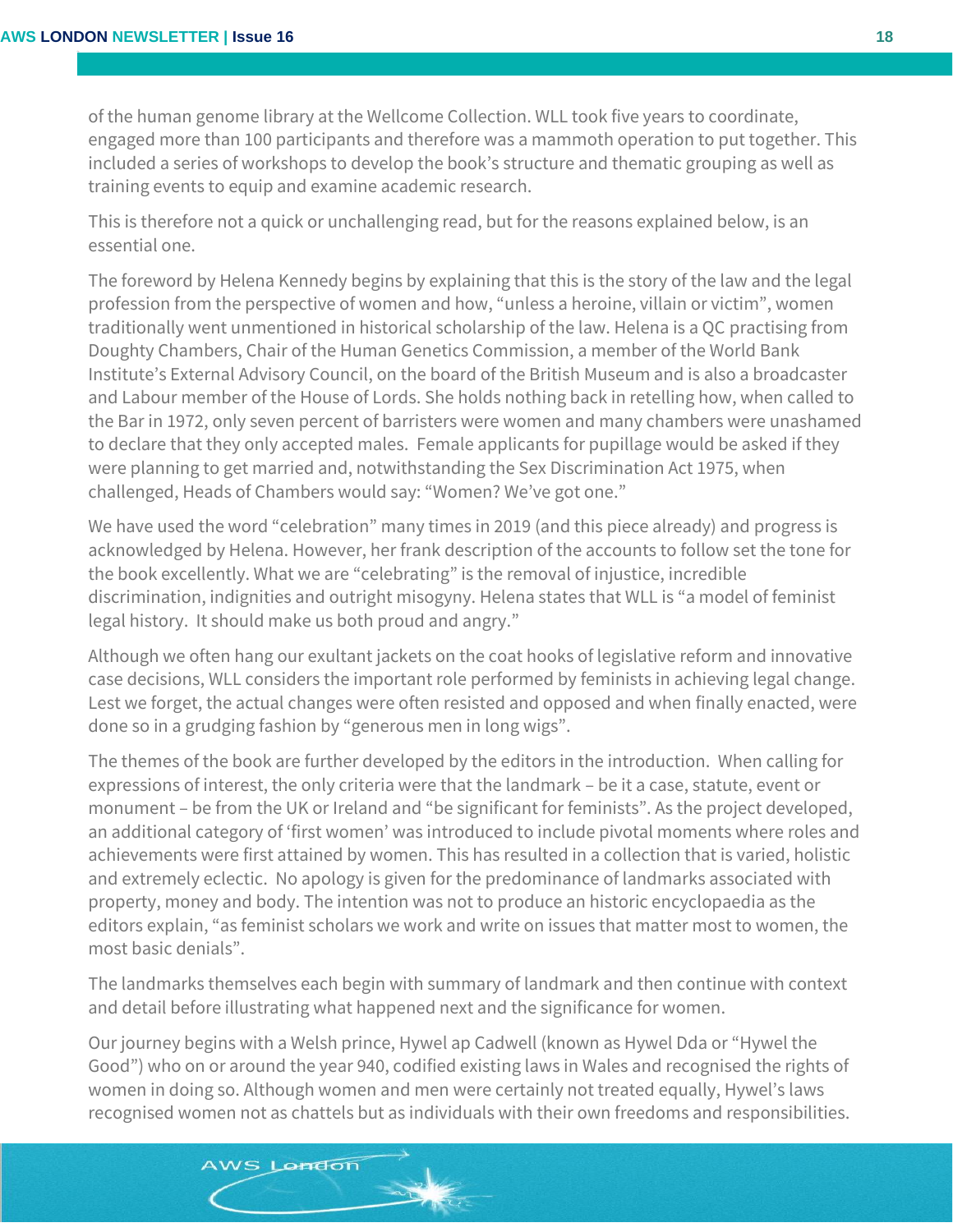of the human genome library at the Wellcome Collection. WLL took five years to coordinate, engaged more than 100 participants and therefore was a mammoth operation to put together. This included a series of workshops to develop the book's structure and thematic grouping as well as training events to equip and examine academic research.

This is therefore not a quick or unchallenging read, but for the reasons explained below, is an essential one.

The foreword by Helena Kennedy begins by explaining that this is the story of the law and the legal profession from the perspective of women and how, "unless a heroine, villain or victim", women traditionally went unmentioned in historical scholarship of the law. Helena is a QC practising from Doughty Chambers, Chair of the Human Genetics Commission, a member of the World Bank Institute's External Advisory Council, on the board of the British Museum and is also a broadcaster and Labour member of the House of Lords. She holds nothing back in retelling how, when called to the Bar in 1972, only seven percent of barristers were women and many chambers were unashamed to declare that they only accepted males. Female applicants for pupillage would be asked if they were planning to get married and, notwithstanding the Sex Discrimination Act 1975, when challenged, Heads of Chambers would say: "Women? We've got one."

We have used the word "celebration" many times in 2019 (and this piece already) and progress is acknowledged by Helena. However, her frank description of the accounts to follow set the tone for the book excellently. What we are "celebrating" is the removal of injustice, incredible discrimination, indignities and outright misogyny. Helena states that WLL is "a model of feminist legal history. It should make us both proud and angry."

Although we often hang our exultant jackets on the coat hooks of legislative reform and innovative case decisions, WLL considers the important role performed by feminists in achieving legal change. Lest we forget, the actual changes were often resisted and opposed and when finally enacted, were done so in a grudging fashion by "generous men in long wigs".

The themes of the book are further developed by the editors in the introduction. When calling for expressions of interest, the only criteria were that the landmark – be it a case, statute, event or monument – be from the UK or Ireland and "be significant for feminists". As the project developed, an additional category of 'first women' was introduced to include pivotal moments where roles and achievements were first attained by women. This has resulted in a collection that is varied, holistic and extremely eclectic. No apology is given for the predominance of landmarks associated with property, money and body. The intention was not to produce an historic encyclopaedia as the editors explain, "as feminist scholars we work and write on issues that matter most to women, the most basic denials".

The landmarks themselves each begin with summary of landmark and then continue with context and detail before illustrating what happened next and the significance for women.

Our journey begins with a Welsh prince, Hywel ap Cadwell (known as Hywel Dda or "Hywel the Good") who on or around the year 940, codified existing laws in Wales and recognised the rights of women in doing so. Although women and men were certainly not treated equally, Hywel's laws recognised women not as chattels but as individuals with their own freedoms and responsibilities.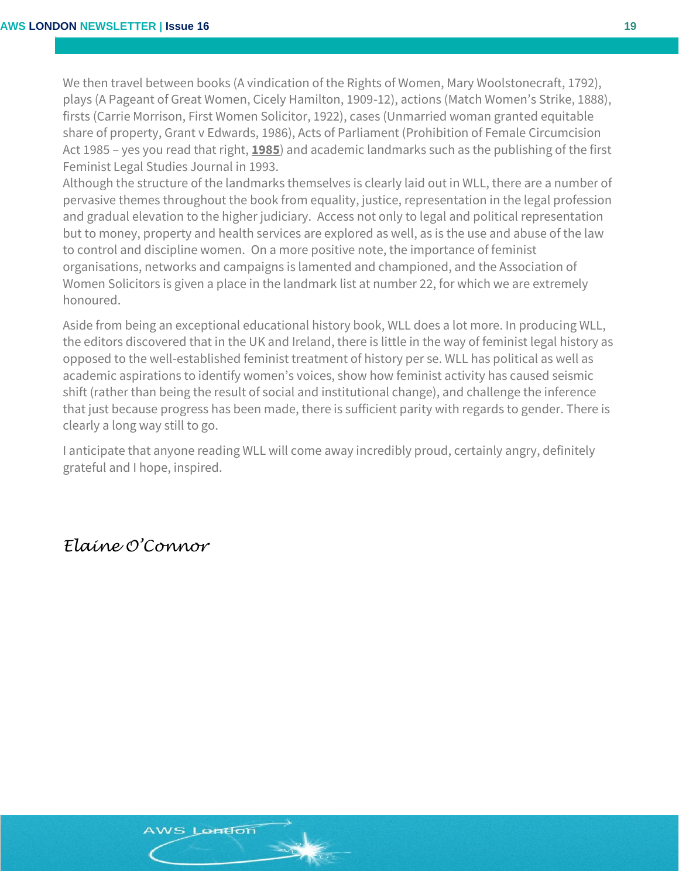We then travel between books (A vindication of the Rights of Women, Mary Woolstonecraft, 1792), plays (A Pageant of Great Women, Cicely Hamilton, 1909-12), actions (Match Women's Strike, 1888), firsts (Carrie Morrison, First Women Solicitor, 1922), cases (Unmarried woman granted equitable share of property, Grant v Edwards, 1986), Acts of Parliament (Prohibition of Female Circumcision Act 1985 – yes you read that right, **1985**) and academic landmarks such as the publishing of the first Feminist Legal Studies Journal in 1993.

Although the structure of the landmarks themselves is clearly laid out in WLL, there are a number of pervasive themes throughout the book from equality, justice, representation in the legal profession and gradual elevation to the higher judiciary. Access not only to legal and political representation but to money, property and health services are explored as well, as is the use and abuse of the law to control and discipline women. On a more positive note, the importance of feminist organisations, networks and campaigns is lamented and championed, and the Association of Women Solicitors is given a place in the landmark list at number 22, for which we are extremely honoured.

Aside from being an exceptional educational history book, WLL does a lot more. In producing WLL, the editors discovered that in the UK and Ireland, there is little in the way of feminist legal history as opposed to the well-established feminist treatment of history per se. WLL has political as well as academic aspirations to identify women's voices, show how feminist activity has caused seismic shift (rather than being the result of social and institutional change), and challenge the inference that just because progress has been made, there is sufficient parity with regards to gender. There is clearly a long way still to go.

I anticipate that anyone reading WLL will come away incredibly proud, certainly angry, definitely grateful and I hope, inspired.

*Elaine O'Connor*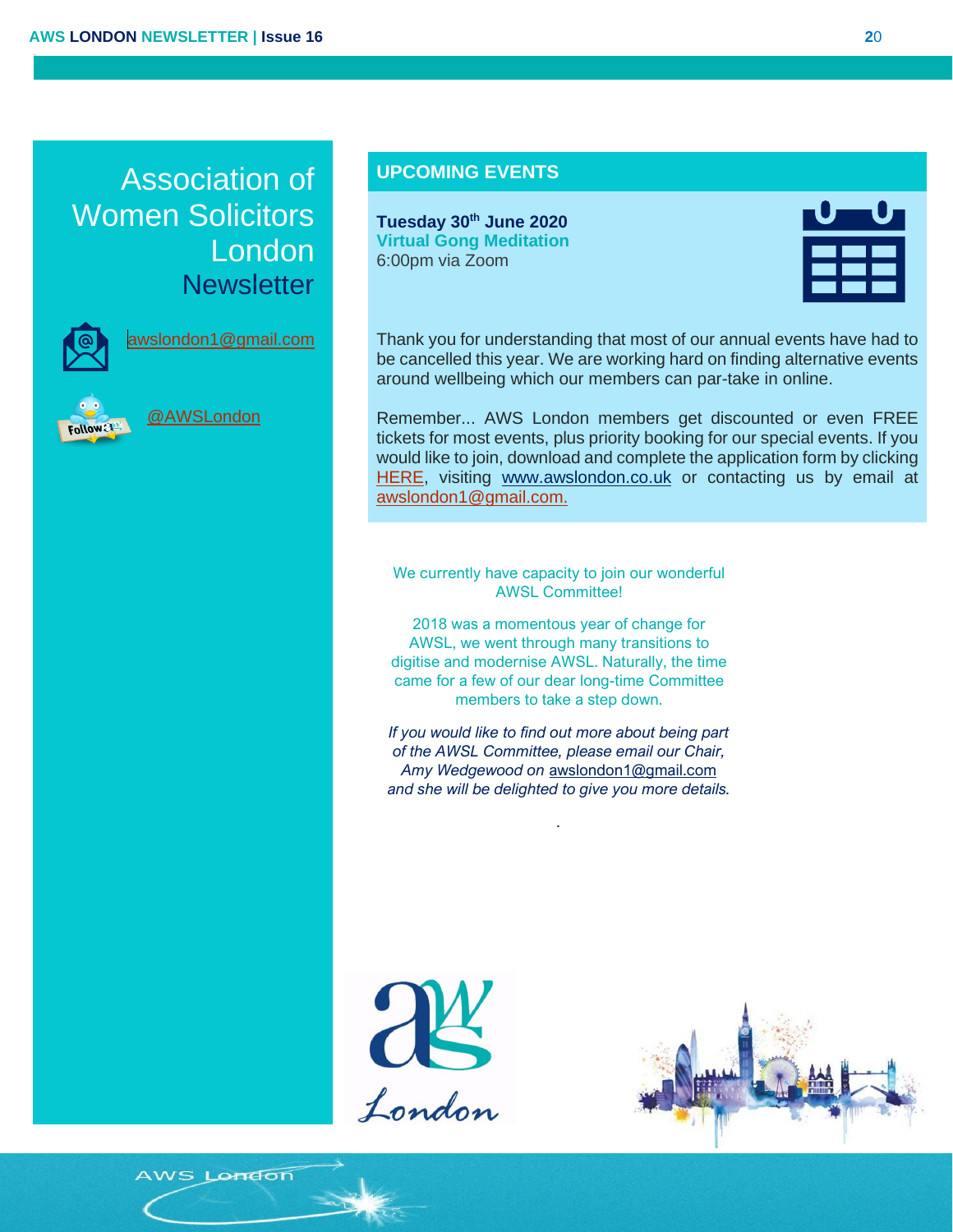# Association of Women Solicitors London Newsletter

awslondon1@gmail.com

@AWSLondon

## UPCOMING EVENTS

**Tuesday 30th June 2020**
**Virtual Gong Meditation**
6:00pm via Zoom

Thank you for understanding that most of our annual events have had to be cancelled this year. We are working hard on finding alternative events around wellbeing which our members can par-take in online.

Remember... AWS London members get discounted or even FREE tickets for most events, plus priority booking for our special events. If you would like to join, download and complete the application form by clicking HERE, visiting www.awslondon.co.uk or contacting us by email at awslondon1@gmail.com.

We currently have capacity to join our wonderful AWSL Committee!

2018 was a momentous year of change for AWSL, we went through many transitions to digitise and modernise AWSL. Naturally, the time came for a few of our dear long-time Committee members to take a step down.

*If you would like to find out more about being part of the AWSL Committee, please email our Chair, Amy Wedgewood on* awslondon1@gmail.com *and she will be delighted to give you more details.*

London